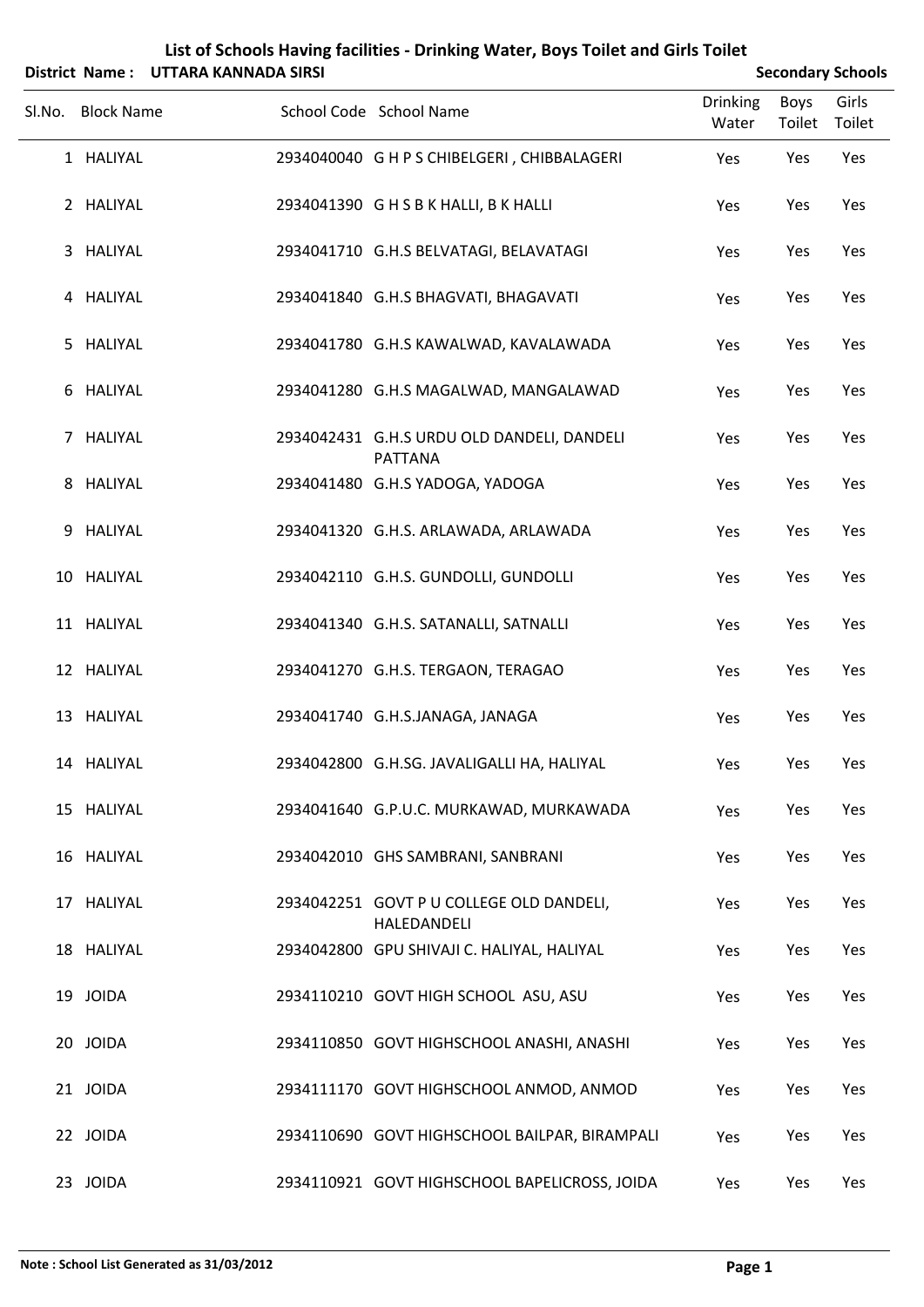# List of Schools Having facilities - Drinking Water, Boys Toilet and Girls Toilet

**District Name : UTTARA KANNADA SIRSI** **Secondary Schools**

| Sl.No. | Block Name | School Code | School Name | Drinking Water | Boys Toilet | Girls Toilet |
|---|---|---|---|---|---|---|
| 1 | HALIYAL | 2934040040 | G H P S CHIBELGERI , CHIBBALAGERI | Yes | Yes | Yes |
| 2 | HALIYAL | 2934041390 | G H S B K HALLI, B K HALLI | Yes | Yes | Yes |
| 3 | HALIYAL | 2934041710 | G.H.S BELVATAGI, BELAVATAGI | Yes | Yes | Yes |
| 4 | HALIYAL | 2934041840 | G.H.S BHAGVATI, BHAGAVATI | Yes | Yes | Yes |
| 5 | HALIYAL | 2934041780 | G.H.S KAWALWAD, KAVALAWADA | Yes | Yes | Yes |
| 6 | HALIYAL | 2934041280 | G.H.S MAGALWAD, MANGALAWAD | Yes | Yes | Yes |
| 7 | HALIYAL | 2934042431 | G.H.S URDU OLD DANDELI, DANDELI PATTANA | Yes | Yes | Yes |
| 8 | HALIYAL | 2934041480 | G.H.S YADOGA, YADOGA | Yes | Yes | Yes |
| 9 | HALIYAL | 2934041320 | G.H.S. ARLAWADA, ARLAWADA | Yes | Yes | Yes |
| 10 | HALIYAL | 2934042110 | G.H.S. GUNDOLLI, GUNDOLLI | Yes | Yes | Yes |
| 11 | HALIYAL | 2934041340 | G.H.S. SATANALLI, SATNALLI | Yes | Yes | Yes |
| 12 | HALIYAL | 2934041270 | G.H.S. TERGAON, TERAGAO | Yes | Yes | Yes |
| 13 | HALIYAL | 2934041740 | G.H.S.JANAGA, JANAGA | Yes | Yes | Yes |
| 14 | HALIYAL | 2934042800 | G.H.SG. JAVALIGALLI HA, HALIYAL | Yes | Yes | Yes |
| 15 | HALIYAL | 2934041640 | G.P.U.C. MURKAWAD, MURKAWADA | Yes | Yes | Yes |
| 16 | HALIYAL | 2934042010 | GHS SAMBRANI, SANBRANI | Yes | Yes | Yes |
| 17 | HALIYAL | 2934042251 | GOVT P U COLLEGE OLD DANDELI, HALEDANDELI | Yes | Yes | Yes |
| 18 | HALIYAL | 2934042800 | GPU SHIVAJI C. HALIYAL, HALIYAL | Yes | Yes | Yes |
| 19 | JOIDA | 2934110210 | GOVT HIGH SCHOOL ASU, ASU | Yes | Yes | Yes |
| 20 | JOIDA | 2934110850 | GOVT HIGHSCHOOL ANASHI, ANASHI | Yes | Yes | Yes |
| 21 | JOIDA | 2934111170 | GOVT HIGHSCHOOL ANMOD, ANMOD | Yes | Yes | Yes |
| 22 | JOIDA | 2934110690 | GOVT HIGHSCHOOL BAILPAR, BIRAMPALI | Yes | Yes | Yes |
| 23 | JOIDA | 2934110921 | GOVT HIGHSCHOOL BAPELICROSS, JOIDA | Yes | Yes | Yes |

**Note : School List Generated as 31/03/2012**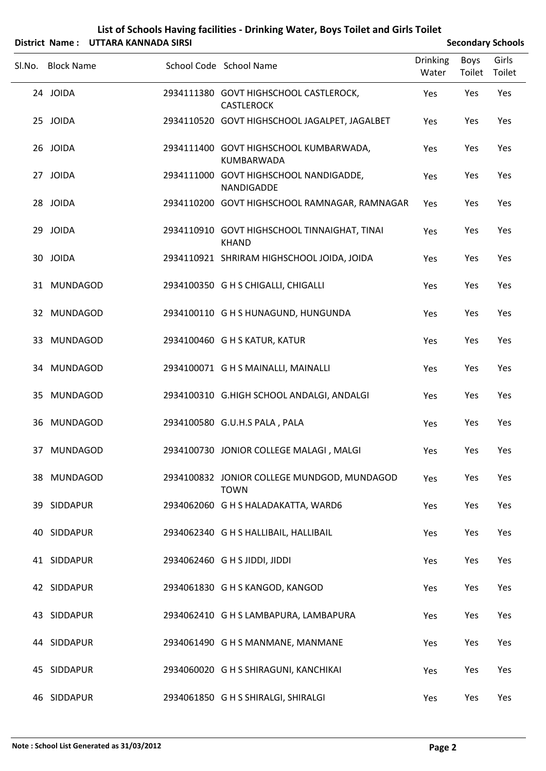# List of Schools Having facilities - Drinking Water, Boys Toilet and Girls Toilet

**District Name : UTTARA KANNADA SIRSI** **Secondary Schools**

| Sl.No. | Block Name | School Code | School Name | Drinking Water | Boys Toilet | Girls Toilet |
|---|---|---|---|---|---|---|
| 24 | JOIDA | 2934111380 | GOVT HIGHSCHOOL CASTLEROCK, CASTLEROCK | Yes | Yes | Yes |
| 25 | JOIDA | 2934110520 | GOVT HIGHSCHOOL JAGALPET, JAGALBET | Yes | Yes | Yes |
| 26 | JOIDA | 2934111400 | GOVT HIGHSCHOOL KUMBARWADA, KUMBARWADA | Yes | Yes | Yes |
| 27 | JOIDA | 2934111000 | GOVT HIGHSCHOOL NANDIGADDE, NANDIGADDE | Yes | Yes | Yes |
| 28 | JOIDA | 2934110200 | GOVT HIGHSCHOOL RAMNAGAR, RAMNAGAR | Yes | Yes | Yes |
| 29 | JOIDA | 2934110910 | GOVT HIGHSCHOOL TINNAIGHAT, TINAI KHAND | Yes | Yes | Yes |
| 30 | JOIDA | 2934110921 | SHRIRAM HIGHSCHOOL JOIDA, JOIDA | Yes | Yes | Yes |
| 31 | MUNDAGOD | 2934100350 | G H S CHIGALLI, CHIGALLI | Yes | Yes | Yes |
| 32 | MUNDAGOD | 2934100110 | G H S HUNAGUND, HUNGUNDA | Yes | Yes | Yes |
| 33 | MUNDAGOD | 2934100460 | G H S KATUR, KATUR | Yes | Yes | Yes |
| 34 | MUNDAGOD | 2934100071 | G H S MAINALLI, MAINALLI | Yes | Yes | Yes |
| 35 | MUNDAGOD | 2934100310 | G.HIGH SCHOOL ANDALGI, ANDALGI | Yes | Yes | Yes |
| 36 | MUNDAGOD | 2934100580 | G.U.H.S PALA , PALA | Yes | Yes | Yes |
| 37 | MUNDAGOD | 2934100730 | JONIOR COLLEGE MALAGI , MALGI | Yes | Yes | Yes |
| 38 | MUNDAGOD | 2934100832 | JONIOR COLLEGE MUNDGOD, MUNDAGOD TOWN | Yes | Yes | Yes |
| 39 | SIDDAPUR | 2934062060 | G H S HALADAKATTA, WARD6 | Yes | Yes | Yes |
| 40 | SIDDAPUR | 2934062340 | G H S HALLIBAIL, HALLIBAIL | Yes | Yes | Yes |
| 41 | SIDDAPUR | 2934062460 | G H S JIDDI, JIDDI | Yes | Yes | Yes |
| 42 | SIDDAPUR | 2934061830 | G H S KANGOD, KANGOD | Yes | Yes | Yes |
| 43 | SIDDAPUR | 2934062410 | G H S LAMBAPURA, LAMBAPURA | Yes | Yes | Yes |
| 44 | SIDDAPUR | 2934061490 | G H S MANMANE, MANMANE | Yes | Yes | Yes |
| 45 | SIDDAPUR | 2934060020 | G H S SHIRAGUNI, KANCHIKAI | Yes | Yes | Yes |
| 46 | SIDDAPUR | 2934061850 | G H S SHIRALGI, SHIRALGI | Yes | Yes | Yes |

**Note : School List Generated as 31/03/2012**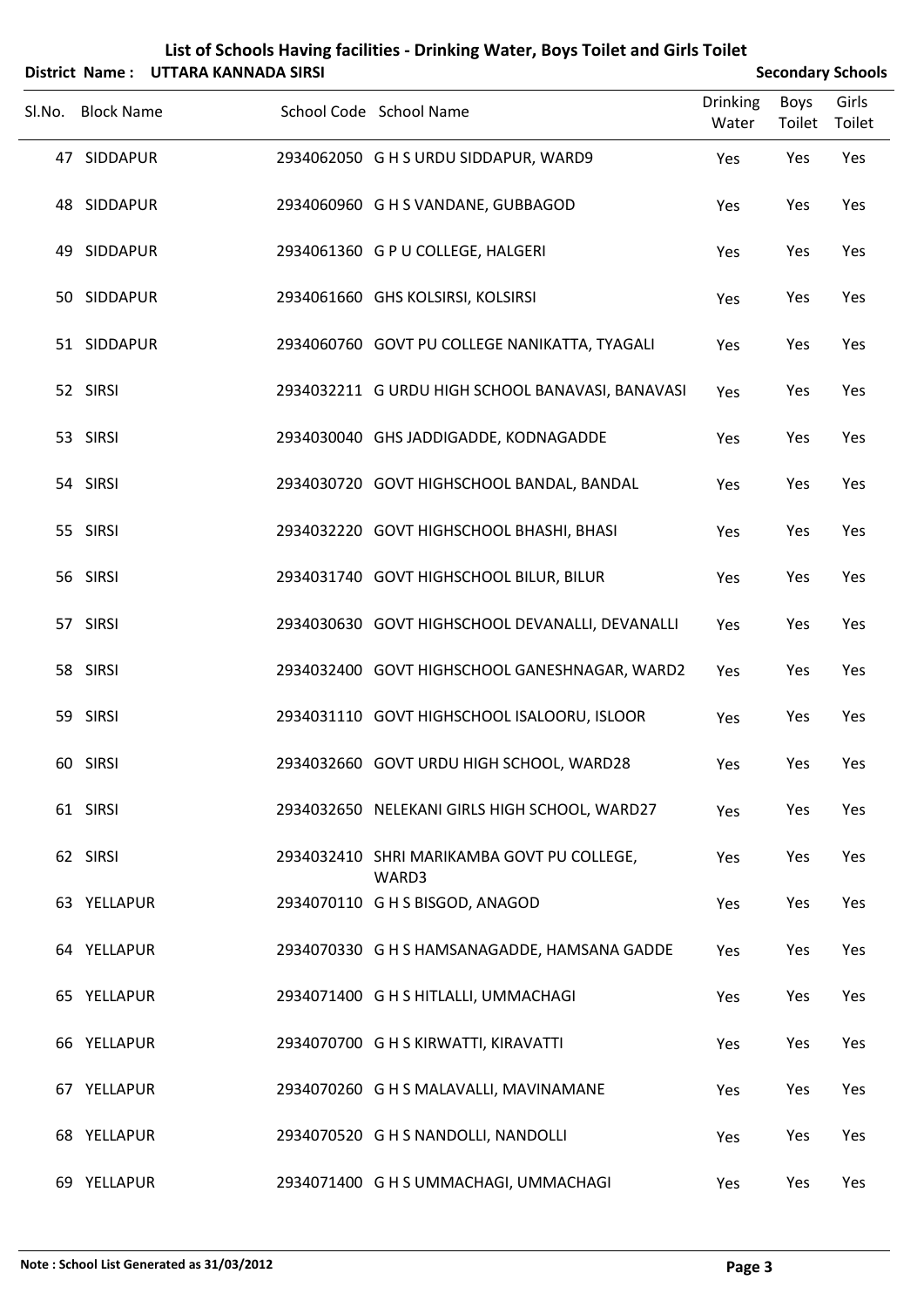# List of Schools Having facilities - Drinking Water, Boys Toilet and Girls Toilet

**District Name : UTTARA KANNADA SIRSI** — **Secondary Schools**

| Sl.No. | Block Name | School Code | School Name | Drinking Water | Boys Toilet | Girls Toilet |
|---|---|---|---|---|---|---|
| 47 | SIDDAPUR | 2934062050 | G H S URDU SIDDAPUR, WARD9 | Yes | Yes | Yes |
| 48 | SIDDAPUR | 2934060960 | G H S VANDANE, GUBBAGOD | Yes | Yes | Yes |
| 49 | SIDDAPUR | 2934061360 | G P U COLLEGE, HALGERI | Yes | Yes | Yes |
| 50 | SIDDAPUR | 2934061660 | GHS KOLSIRSI, KOLSIRSI | Yes | Yes | Yes |
| 51 | SIDDAPUR | 2934060760 | GOVT PU COLLEGE NANIKATTA, TYAGALI | Yes | Yes | Yes |
| 52 | SIRSI | 2934032211 | G URDU HIGH SCHOOL BANAVASI, BANAVASI | Yes | Yes | Yes |
| 53 | SIRSI | 2934030040 | GHS JADDIGADDE, KODNAGADDE | Yes | Yes | Yes |
| 54 | SIRSI | 2934030720 | GOVT HIGHSCHOOL BANDAL, BANDAL | Yes | Yes | Yes |
| 55 | SIRSI | 2934032220 | GOVT HIGHSCHOOL BHASHI, BHASI | Yes | Yes | Yes |
| 56 | SIRSI | 2934031740 | GOVT HIGHSCHOOL BILUR, BILUR | Yes | Yes | Yes |
| 57 | SIRSI | 2934030630 | GOVT HIGHSCHOOL DEVANALLI, DEVANALLI | Yes | Yes | Yes |
| 58 | SIRSI | 2934032400 | GOVT HIGHSCHOOL GANESHNAGAR, WARD2 | Yes | Yes | Yes |
| 59 | SIRSI | 2934031110 | GOVT HIGHSCHOOL ISALOORU, ISLOOR | Yes | Yes | Yes |
| 60 | SIRSI | 2934032660 | GOVT URDU HIGH SCHOOL, WARD28 | Yes | Yes | Yes |
| 61 | SIRSI | 2934032650 | NELEKANI GIRLS HIGH SCHOOL, WARD27 | Yes | Yes | Yes |
| 62 | SIRSI | 2934032410 | SHRI MARIKAMBA GOVT PU COLLEGE, WARD3 | Yes | Yes | Yes |
| 63 | YELLAPUR | 2934070110 | G H S BISGOD, ANAGOD | Yes | Yes | Yes |
| 64 | YELLAPUR | 2934070330 | G H S HAMSANAGADDE, HAMSANA GADDE | Yes | Yes | Yes |
| 65 | YELLAPUR | 2934071400 | G H S HITLALLI, UMMACHAGI | Yes | Yes | Yes |
| 66 | YELLAPUR | 2934070700 | G H S KIRWATTI, KIRAVATTI | Yes | Yes | Yes |
| 67 | YELLAPUR | 2934070260 | G H S MALAVALLI, MAVINAMANE | Yes | Yes | Yes |
| 68 | YELLAPUR | 2934070520 | G H S NANDOLLI, NANDOLLI | Yes | Yes | Yes |
| 69 | YELLAPUR | 2934071400 | G H S UMMACHAGI, UMMACHAGI | Yes | Yes | Yes |

**Note : School List Generated as 31/03/2012**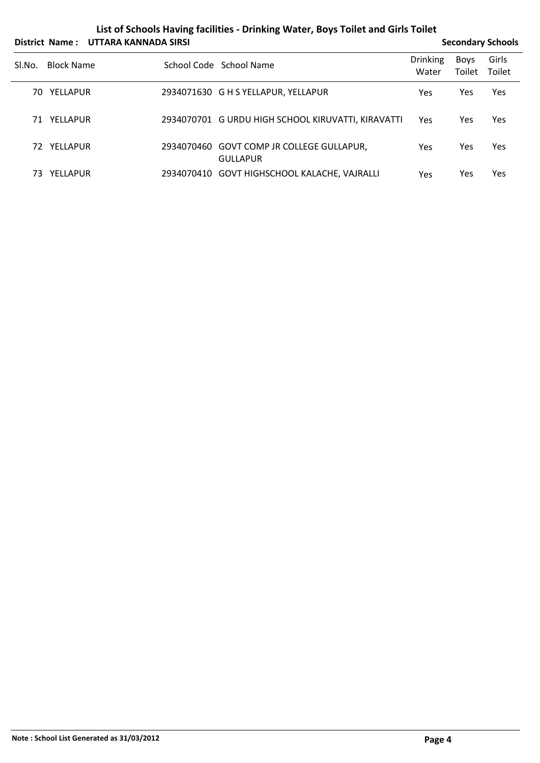# List of Schools Having facilities - Drinking Water, Boys Toilet and Girls Toilet

**District Name : UTTARA KANNADA SIRSI** **Secondary Schools**

| Sl.No. | Block Name | School Code | School Name | Drinking Water | Boys Toilet | Girls Toilet |
|---|---|---|---|---|---|---|
| 70 | YELLAPUR | 2934071630 | G H S YELLAPUR, YELLAPUR | Yes | Yes | Yes |
| 71 | YELLAPUR | 2934070701 | G URDU HIGH SCHOOL KIRUVATTI, KIRAVATTI | Yes | Yes | Yes |
| 72 | YELLAPUR | 2934070460 | GOVT COMP JR COLLEGE GULLAPUR, GULLAPUR | Yes | Yes | Yes |
| 73 | YELLAPUR | 2934070410 | GOVT HIGHSCHOOL KALACHE, VAJRALLI | Yes | Yes | Yes |

**Note : School List Generated as 31/03/2012**